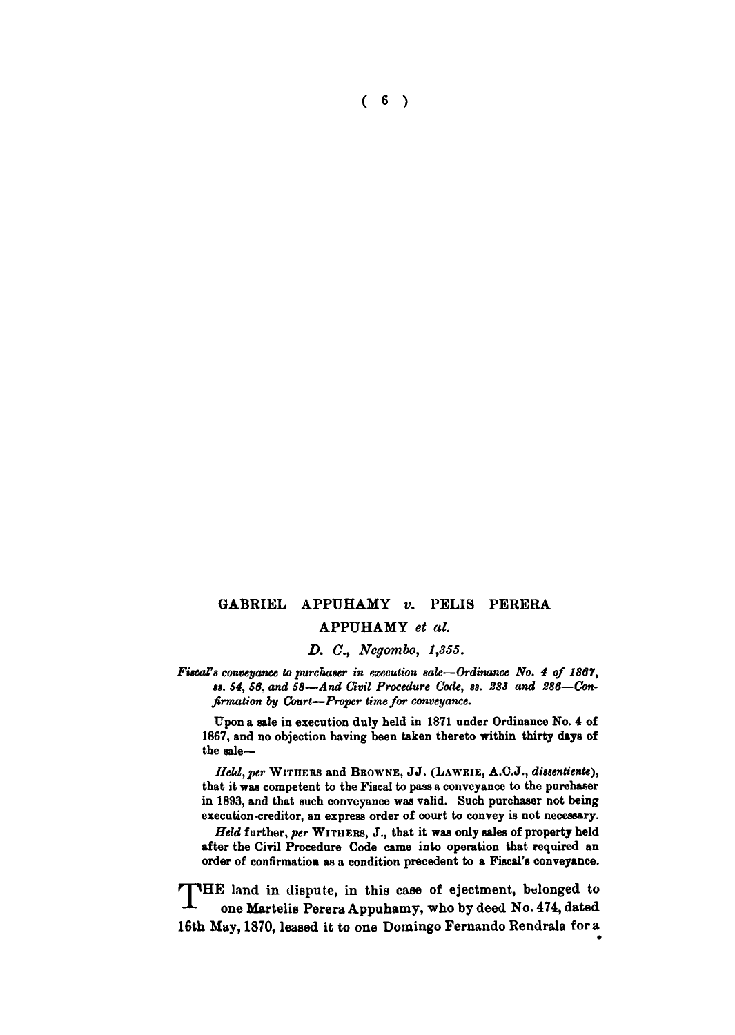## GABRIEL APPUHAMY *v.* PELIS PERERA APPUHAMY *et al.*

*D. C., Negombo, 1,355.*

*Fiscal's conveyance to purchaser in execution sale—Ordinance No. 4 of 1867, ss. 54, 56, and 58—And Civil Procedure Code, ss. 283 and 286—Confirmation by Court—Proper time for conveyance.*

Upon a sale in execution duly held in 1871 under Ordinance No. 4 of 1867, and no objection having been taken thereto within thirty days of the sale—

*Held, per* WITHERS and BROWNE, JJ. (LAWRIE, A.C.J., *dissentiente*), that it was competent to the Fiscal to pass a conveyance to the purchaser in 1893, and that such conveyance was valid. Such purchaser not being execution-creditor, an express order of court to convey is not necessary.

*Held* further, *per* WITHERS, J., that it was only sales of property held after the Civil Procedure Code came into operation that required an order of confirmation as a condition precedent to a Fiscal's conveyance.

THE land in dispute, in this case of ejectment, belonged to one Martelis Perera Appuhamy, who by deed No. 474, dated 16th May, 1870, leased it to one Domingo Fernando Rendrala for a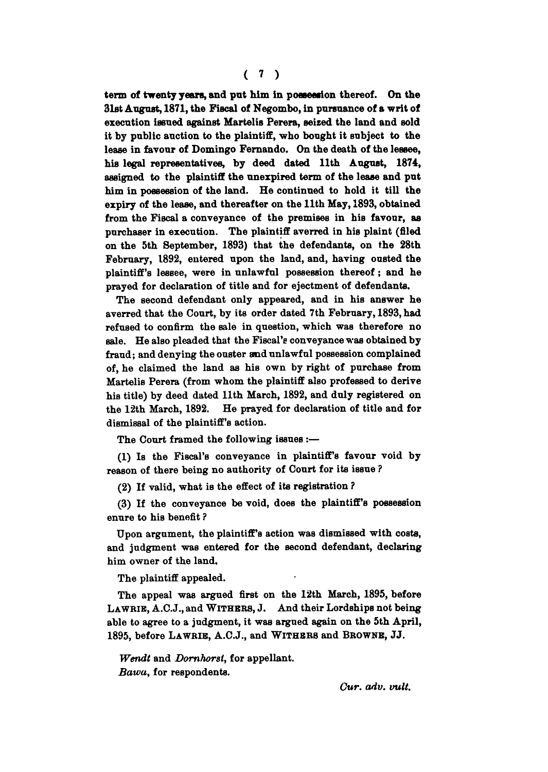term of twenty years, and put him in possession thereof. On the 31st August, 1871, the Fiscal of Negombo, in pursuance of a writ of execution issued against Martelis Perera, seized the land and sold it by public auction to the plaintiff, who bought it subject to the lease in favour of Domingo Fernando. On the death of the lessee, his legal representatives, by deed dated 11th August, 1874, assigned to the plaintiff the unexpired term of the lease and put him in possession of the land. He continued to hold it till the expiry of the lease, and thereafter on the 11th May, 1893, obtained from the Fiscal a conveyance of the premises in his favour, as purchaser in execution. The plaintiff averred in his plaint (filed on the 5th September, 1893) that the defendants, on the 28th February, 1892, entered upon the land, and, having ousted the plaintiff's lessee, were in unlawful possession thereof; and he prayed for declaration of title and for ejectment of defendants.

The second defendant only appeared, and in his answer he averred that the Court, by its order dated 7th February, 1893, had refused to confirm the sale in question, which was therefore no sale. He also pleaded that the Fiscal's conveyance was obtained by fraud; and denying the ouster and unlawful possession complained of, he claimed the land as his own by right of purchase from Martelis Perera (from whom the plaintiff also professed to derive his title) by deed dated 11th March, 1892, and duly registered on the 12th March, 1892. He prayed for declaration of title and for dismissal of the plaintiff's action.

The Court framed the following issues :—

(1) Is the Fiscal's conveyance in plaintiff's favour void by reason of there being no authority of Court for its issue?

(2) If valid, what is the effect of its registration?

(3) If the conveyance be void, does the plaintiff's possession enure to his benefit?

Upon argument, the plaintiff's action was dismissed with costs, and judgment was entered for the second defendant, declaring him owner of the land.

The plaintiff appealed.

The appeal was argued first on the 12th March, 1895, before LAWRIE, A.C.J., and WITHERS, J. And their Lordships not being able to agree to a judgment, it was argued again on the 5th April, 1895, before LAWRIE, A.C.J., and WITHERS and BROWNE, JJ.

*Wendt* and *Dornhorst*, for appellant.

*Bawa*, for respondents.

*Cur. adv. vult.*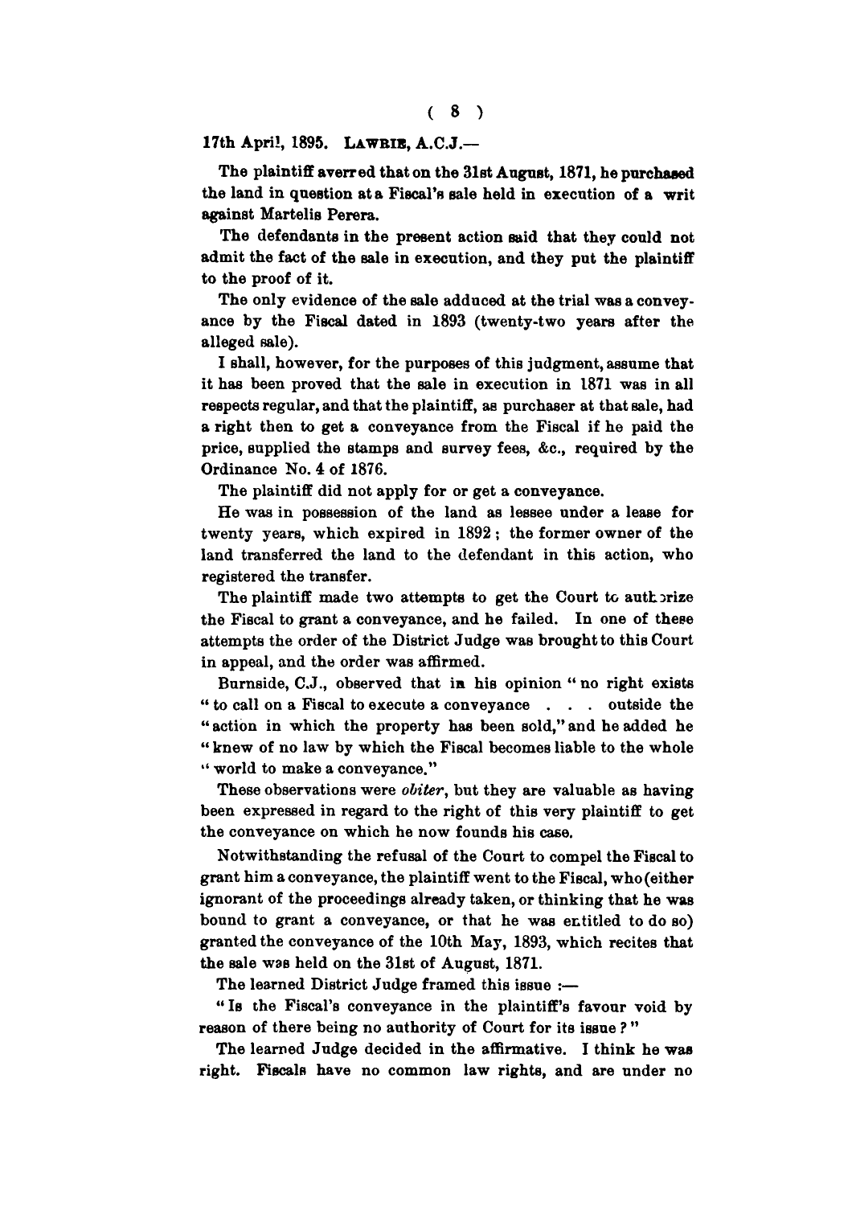17th April, 1895. LAWRIE, A.C.J.—

The plaintiff averred that on the 31st August, 1871, he purchased the land in question at a Fiscal's sale held in execution of a writ against Martelis Perera.

The defendants in the present action said that they could not admit the fact of the sale in execution, and they put the plaintiff to the proof of it.

The only evidence of the sale adduced at the trial was a conveyance by the Fiscal dated in 1893 (twenty-two years after the alleged sale).

I shall, however, for the purposes of this judgment, assume that it has been proved that the sale in execution in 1871 was in all respects regular, and that the plaintiff, as purchaser at that sale, had a right then to get a conveyance from the Fiscal if he paid the price, supplied the stamps and survey fees, &c., required by the Ordinance No. 4 of 1876.

The plaintiff did not apply for or get a conveyance.

He was in possession of the land as lessee under a lease for twenty years, which expired in 1892; the former owner of the land transferred the land to the defendant in this action, who registered the transfer.

The plaintiff made two attempts to get the Court to authorize the Fiscal to grant a conveyance, and he failed. In one of these attempts the order of the District Judge was brought to this Court in appeal, and the order was affirmed.

Burnside, C.J., observed that in his opinion "no right exists "to call on a Fiscal to execute a conveyance . . . outside the "action in which the property has been sold," and he added he "knew of no law by which the Fiscal becomes liable to the whole "world to make a conveyance."

These observations were *obiter*, but they are valuable as having been expressed in regard to the right of this very plaintiff to get the conveyance on which he now founds his case.

Notwithstanding the refusal of the Court to compel the Fiscal to grant him a conveyance, the plaintiff went to the Fiscal, who (either ignorant of the proceedings already taken, or thinking that he was bound to grant a conveyance, or that he was entitled to do so) granted the conveyance of the 10th May, 1893, which recites that the sale was held on the 31st of August, 1871.

The learned District Judge framed this issue :—

"Is the Fiscal's conveyance in the plaintiff's favour void by reason of there being no authority of Court for its issue?"

The learned Judge decided in the affirmative. I think he was right. Fiscals have no common law rights, and are under no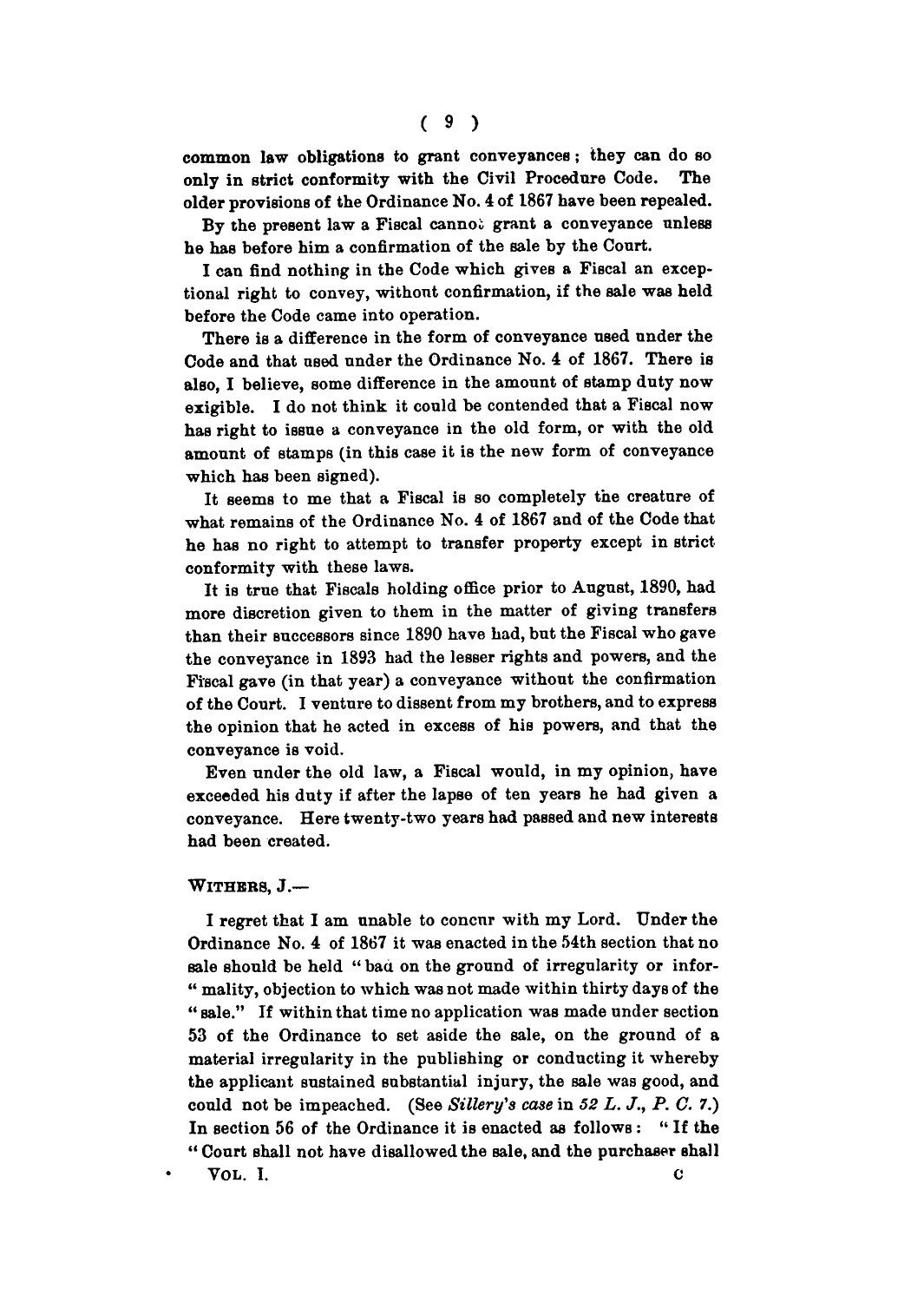common law obligations to grant conveyances; they can do so only in strict conformity with the Civil Procedure Code. The older provisions of the Ordinance No. 4 of 1867 have been repealed.

By the present law a Fiscal cannot grant a conveyance unless he has before him a confirmation of the sale by the Court.

I can find nothing in the Code which gives a Fiscal an exceptional right to convey, without confirmation, if the sale was held before the Code came into operation.

There is a difference in the form of conveyance used under the Code and that used under the Ordinance No. 4 of 1867. There is also, I believe, some difference in the amount of stamp duty now exigible. I do not think it could be contended that a Fiscal now has right to issue a conveyance in the old form, or with the old amount of stamps (in this case it is the new form of conveyance which has been signed).

It seems to me that a Fiscal is so completely the creature of what remains of the Ordinance No. 4 of 1867 and of the Code that he has no right to attempt to transfer property except in strict conformity with these laws.

It is true that Fiscals holding office prior to August, 1890, had more discretion given to them in the matter of giving transfers than their successors since 1890 have had, but the Fiscal who gave the conveyance in 1893 had the lesser rights and powers, and the Fiscal gave (in that year) a conveyance without the confirmation of the Court. I venture to dissent from my brothers, and to express the opinion that he acted in excess of his powers, and that the conveyance is void.

Even under the old law, a Fiscal would, in my opinion, have exceeded his duty if after the lapse of ten years he had given a conveyance. Here twenty-two years had passed and new interests had been created.

WITHERS, J.—

I regret that I am unable to concur with my Lord. Under the Ordinance No. 4 of 1867 it was enacted in the 54th section that no sale should be held "bad on the ground of irregularity or informality, objection to which was not made within thirty days of the sale." If within that time no application was made under section 53 of the Ordinance to set aside the sale, on the ground of a material irregularity in the publishing or conducting it whereby the applicant sustained substantial injury, the sale was good, and could not be impeached. (See *Sillery's case* in *52 L. J., P. C. 7.*) In section 56 of the Ordinance it is enacted as follows: "If the Court shall not have disallowed the sale, and the purchaser shall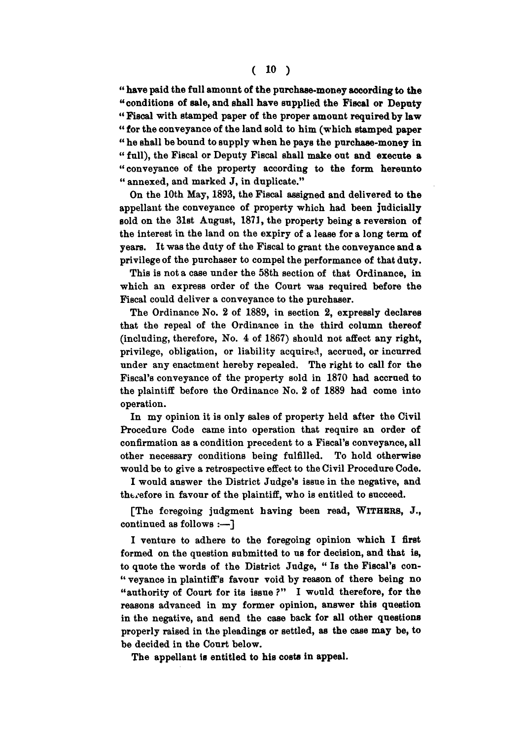"have paid the full amount of the purchase-money according to the "conditions of sale, and shall have supplied the Fiscal or Deputy "Fiscal with stamped paper of the proper amount required by law "for the conveyance of the land sold to him (which stamped paper "he shall be bound to supply when he pays the purchase-money in "full), the Fiscal or Deputy Fiscal shall make out and execute a "conveyance of the property according to the form hereunto "annexed, and marked J, in duplicate."

On the 10th May, 1893, the Fiscal assigned and delivered to the appellant the conveyance of property which had been judicially sold on the 31st August, 1871, the property being a reversion of the interest in the land on the expiry of a lease for a long term of years. It was the duty of the Fiscal to grant the conveyance and a privilege of the purchaser to compel the performance of that duty.

This is not a case under the 58th section of that Ordinance, in which an express order of the Court was required before the Fiscal could deliver a conveyance to the purchaser.

The Ordinance No. 2 of 1889, in section 2, expressly declares that the repeal of the Ordinance in the third column thereof (including, therefore, No. 4 of 1867) should not affect any right, privilege, obligation, or liability acquired, accrued, or incurred under any enactment hereby repealed. The right to call for the Fiscal's conveyance of the property sold in 1870 had accrued to the plaintiff before the Ordinance No. 2 of 1889 had come into operation.

In my opinion it is only sales of property held after the Civil Procedure Code came into operation that require an order of confirmation as a condition precedent to a Fiscal's conveyance, all other necessary conditions being fulfilled. To hold otherwise would be to give a retrospective effect to the Civil Procedure Code.

I would answer the District Judge's issue in the negative, and therefore in favour of the plaintiff, who is entitled to succeed.

[The foregoing judgment having been read, WITHERS, J., continued as follows :—]

I venture to adhere to the foregoing opinion which I first formed on the question submitted to us for decision, and that is, to quote the words of the District Judge, "Is the Fiscal's con-"veyance in plaintiff's favour void by reason of there being no "authority of Court for its issue?" I would therefore, for the reasons advanced in my former opinion, answer this question in the negative, and send the case back for all other questions properly raised in the pleadings or settled, as the case may be, to be decided in the Court below.

The appellant is entitled to his costs in appeal.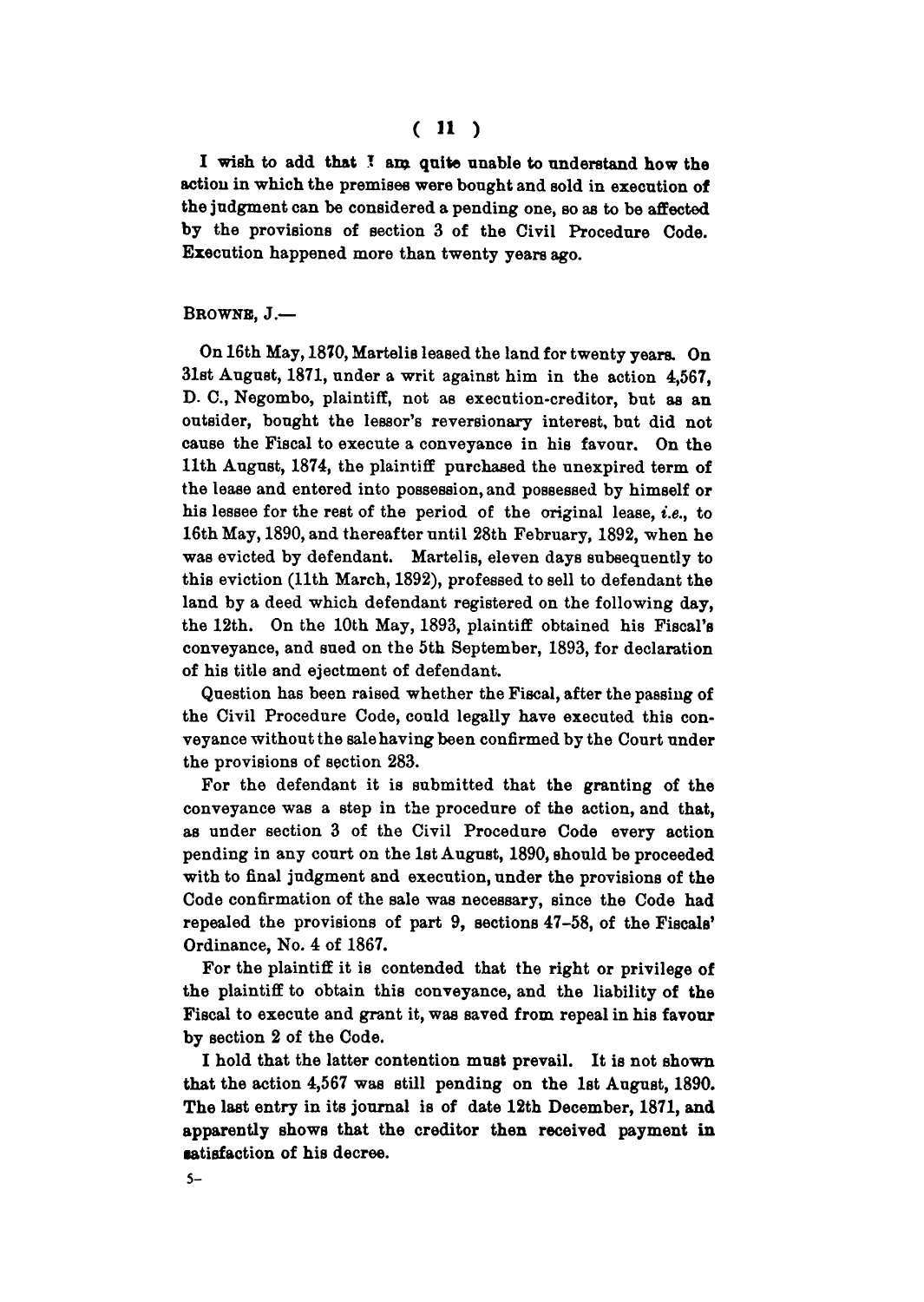I wish to add that I am quite unable to understand how the action in which the premises were bought and sold in execution of the judgment can be considered a pending one, so as to be affected by the provisions of section 3 of the Civil Procedure Code. Execution happened more than twenty years ago.

BROWNE, J.—

On 16th May, 1870, Martelis leased the land for twenty years. On 31st August, 1871, under a writ against him in the action 4,567, D. C., Negombo, plaintiff, not as execution-creditor, but as an outsider, bought the lessor's reversionary interest, but did not cause the Fiscal to execute a conveyance in his favour. On the 11th August, 1874, the plaintiff purchased the unexpired term of the lease and entered into possession, and possessed by himself or his lessee for the rest of the period of the original lease, *i.e.*, to 16th May, 1890, and thereafter until 28th February, 1892, when he was evicted by defendant. Martelis, eleven days subsequently to this eviction (11th March, 1892), professed to sell to defendant the land by a deed which defendant registered on the following day, the 12th. On the 10th May, 1893, plaintiff obtained his Fiscal's conveyance, and sued on the 5th September, 1893, for declaration of his title and ejectment of defendant.

Question has been raised whether the Fiscal, after the passing of the Civil Procedure Code, could legally have executed this conveyance without the sale having been confirmed by the Court under the provisions of section 283.

For the defendant it is submitted that the granting of the conveyance was a step in the procedure of the action, and that, as under section 3 of the Civil Procedure Code every action pending in any court on the 1st August, 1890, should be proceeded with to final judgment and execution, under the provisions of the Code confirmation of the sale was necessary, since the Code had repealed the provisions of part 9, sections 47–58, of the Fiscals' Ordinance, No. 4 of 1867.

For the plaintiff it is contended that the right or privilege of the plaintiff to obtain this conveyance, and the liability of the Fiscal to execute and grant it, was saved from repeal in his favour by section 2 of the Code.

I hold that the latter contention must prevail. It is not shown that the action 4,567 was still pending on the 1st August, 1890. The last entry in its journal is of date 12th December, 1871, and apparently shows that the creditor then received payment in satisfaction of his decree.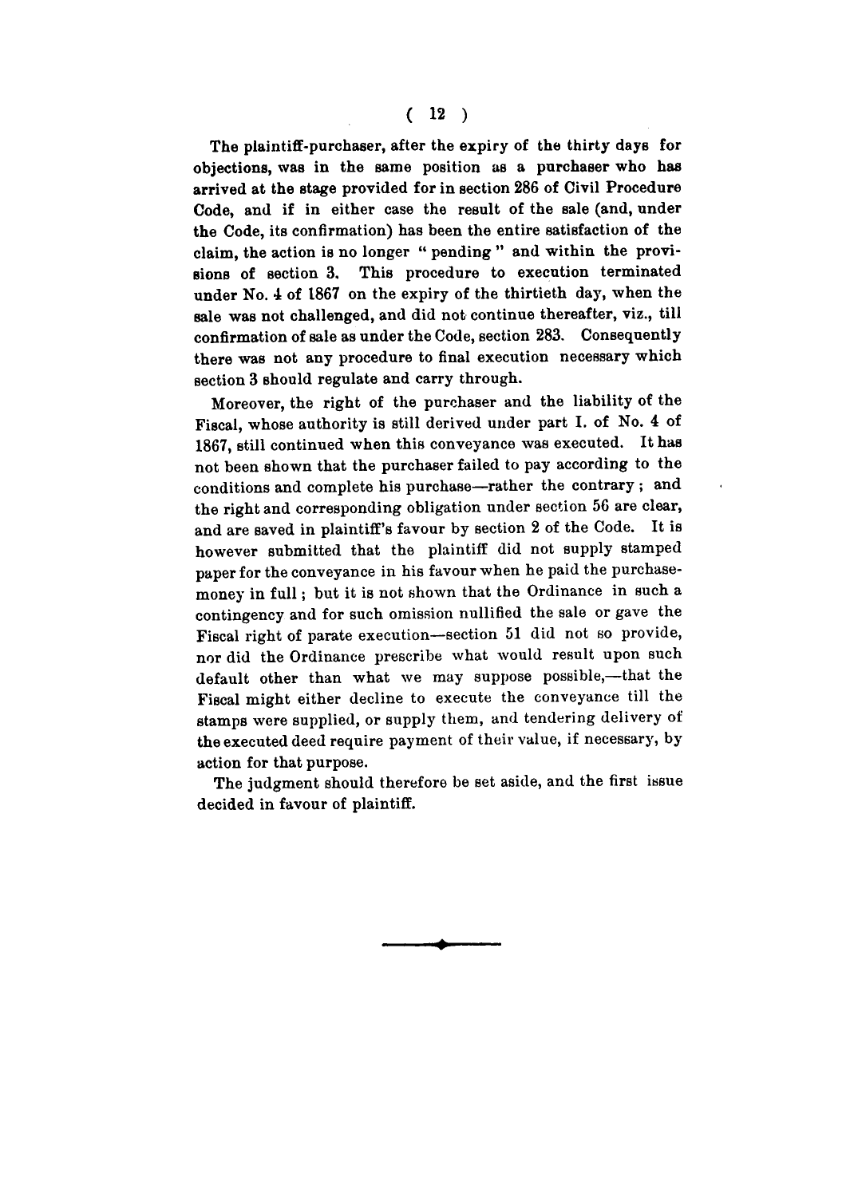The plaintiff-purchaser, after the expiry of the thirty days for objections, was in the same position as a purchaser who has arrived at the stage provided for in section 286 of Civil Procedure Code, and if in either case the result of the sale (and, under the Code, its confirmation) has been the entire satisfaction of the claim, the action is no longer "pending" and within the provisions of section 3. This procedure to execution terminated under No. 4 of 1867 on the expiry of the thirtieth day, when the sale was not challenged, and did not continue thereafter, viz., till confirmation of sale as under the Code, section 283. Consequently there was not any procedure to final execution necessary which section 3 should regulate and carry through.

Moreover, the right of the purchaser and the liability of the Fiscal, whose authority is still derived under part I. of No. 4 of 1867, still continued when this conveyance was executed. It has not been shown that the purchaser failed to pay according to the conditions and complete his purchase—rather the contrary; and the right and corresponding obligation under section 56 are clear, and are saved in plaintiff's favour by section 2 of the Code. It is however submitted that the plaintiff did not supply stamped paper for the conveyance in his favour when he paid the purchase-money in full; but it is not shown that the Ordinance in such a contingency and for such omission nullified the sale or gave the Fiscal right of parate execution—section 51 did not so provide, nor did the Ordinance prescribe what would result upon such default other than what we may suppose possible,—that the Fiscal might either decline to execute the conveyance till the stamps were supplied, or supply them, and tendering delivery of the executed deed require payment of their value, if necessary, by action for that purpose.

The judgment should therefore be set aside, and the first issue decided in favour of plaintiff.